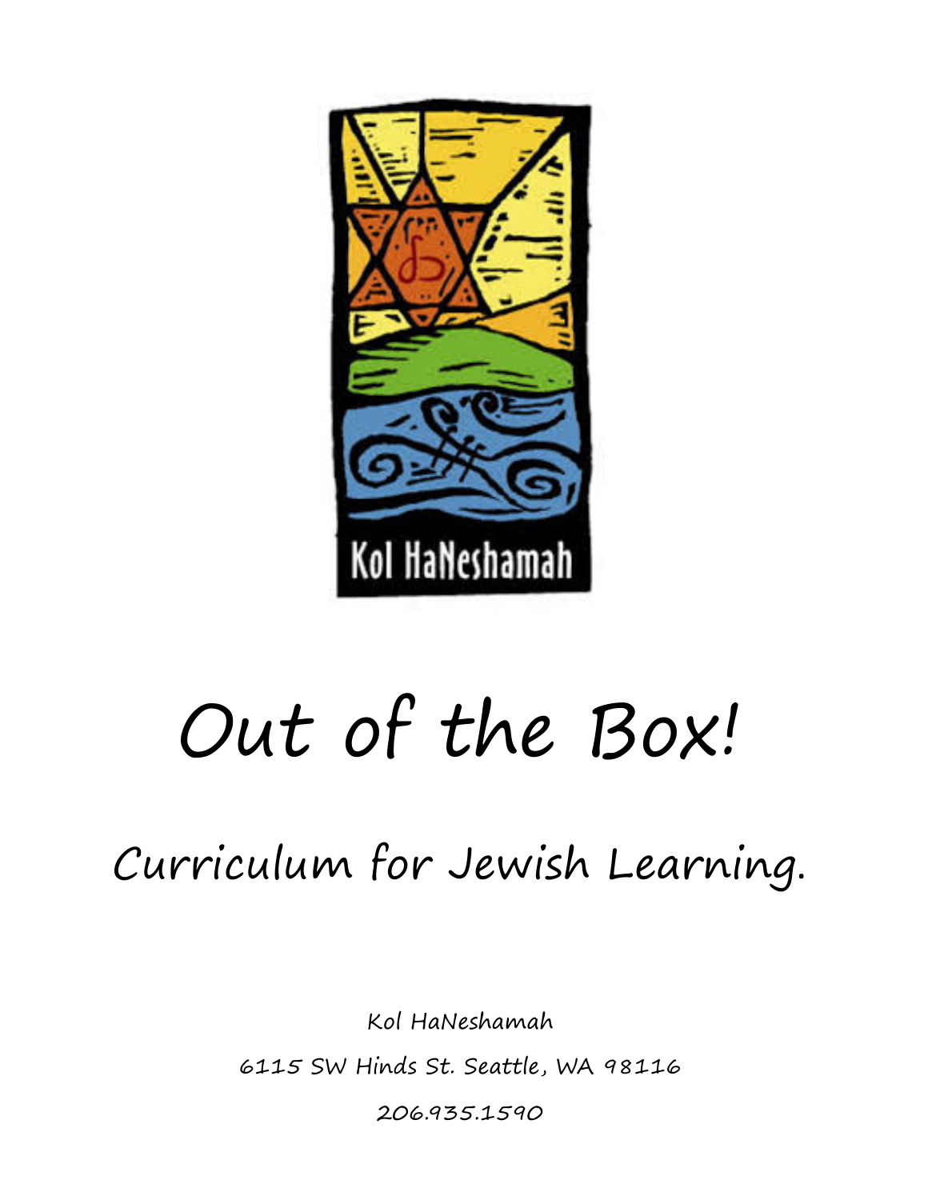Kol HaNeshamah

# Out of the Box!

## Curriculum for Jewish Learning.

Kol HaNeshamah

6115 SW Hinds St. Seattle, WA 98116

206.935.1590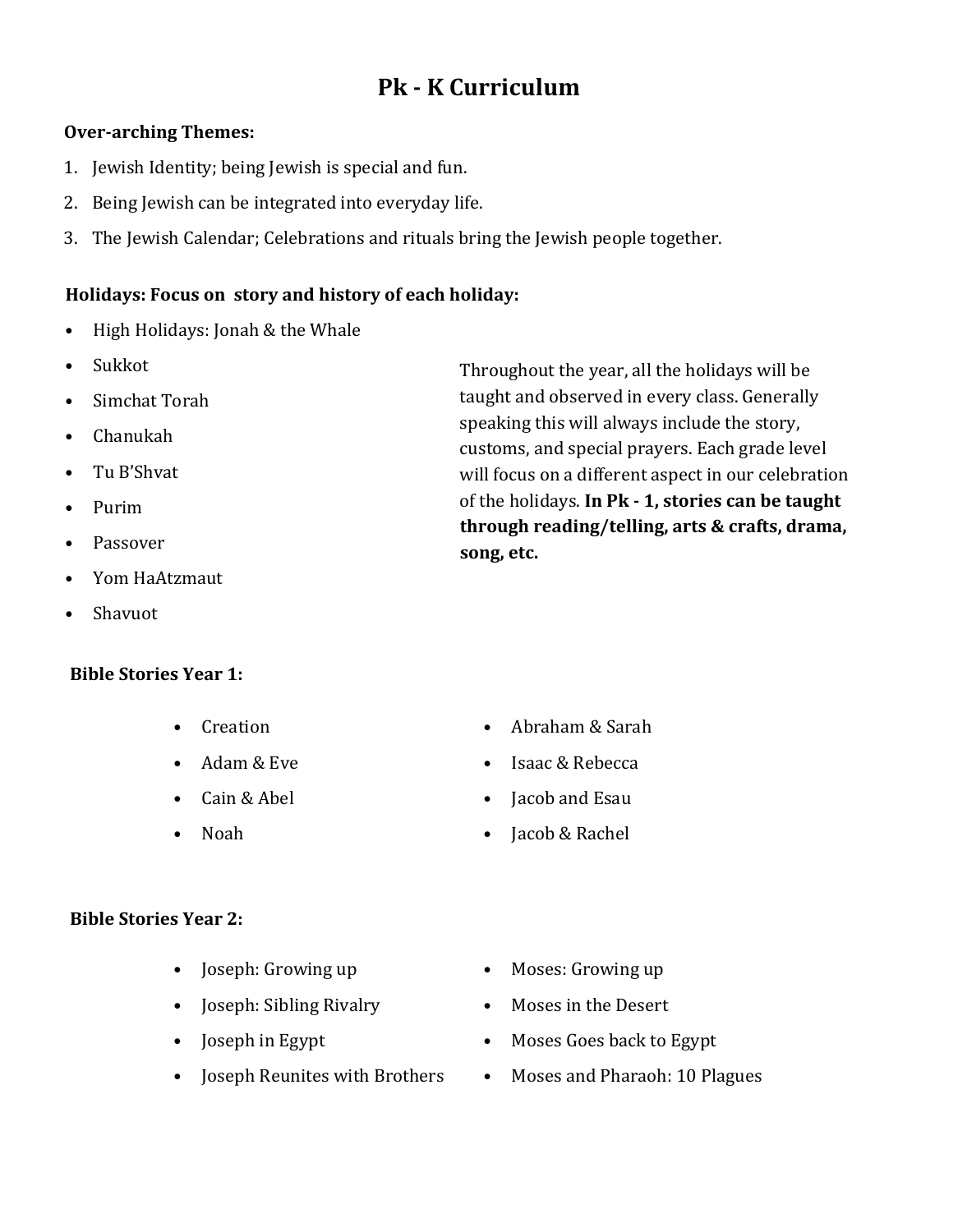# Pk - K Curriculum

**Over-arching Themes:**

1. Jewish Identity; being Jewish is special and fun.
2. Being Jewish can be integrated into everyday life.
3. The Jewish Calendar; Celebrations and rituals bring the Jewish people together.

**Holidays: Focus on story and history of each holiday:**

- High Holidays: Jonah & the Whale
- Sukkot
- Simchat Torah
- Chanukah
- Tu B'Shvat
- Purim
- Passover
- Yom HaAtzmaut
- Shavuot

Throughout the year, all the holidays will be taught and observed in every class. Generally speaking this will always include the story, customs, and special prayers. Each grade level will focus on a different aspect in our celebration of the holidays. **In Pk - 1, stories can be taught through reading/telling, arts & crafts, drama, song, etc.**

**Bible Stories Year 1:**

- Creation
- Adam & Eve
- Cain & Abel
- Noah
- Abraham & Sarah
- Isaac & Rebecca
- Jacob and Esau
- Jacob & Rachel

**Bible Stories Year 2:**

- Joseph: Growing up
- Joseph: Sibling Rivalry
- Joseph in Egypt
- Joseph Reunites with Brothers
- Moses: Growing up
- Moses in the Desert
- Moses Goes back to Egypt
- Moses and Pharaoh: 10 Plagues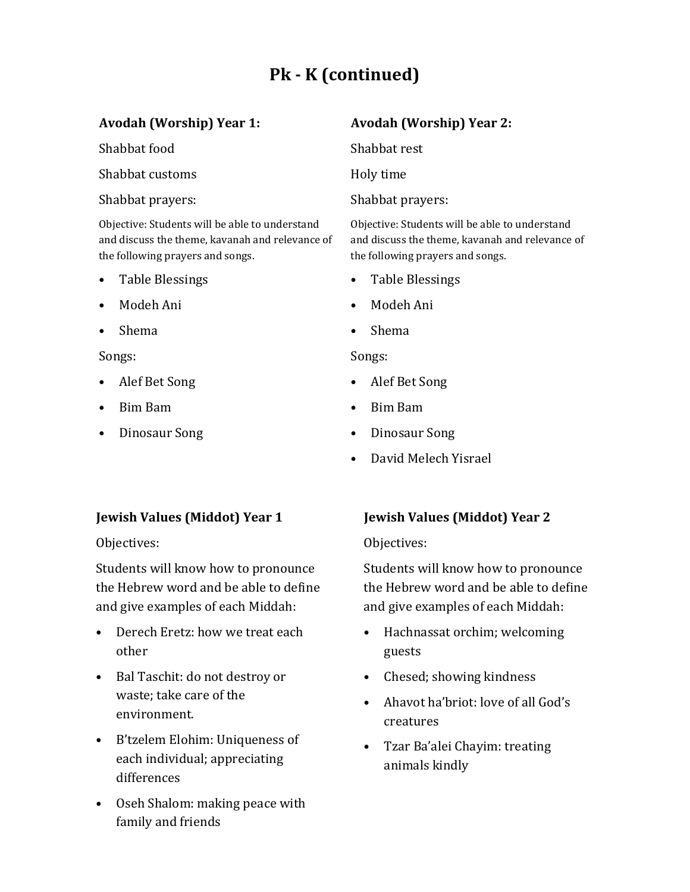# Pk - K (continued)

**Avodah (Worship) Year 1:**

Shabbat food

Shabbat customs

Shabbat prayers:

Objective: Students will be able to understand and discuss the theme, kavanah and relevance of the following prayers and songs.

- Table Blessings
- Modeh Ani
- Shema

Songs:

- Alef Bet Song
- Bim Bam
- Dinosaur Song

**Avodah (Worship) Year 2:**

Shabbat rest

Holy time

Shabbat prayers:

Objective: Students will be able to understand and discuss the theme, kavanah and relevance of the following prayers and songs.

- Table Blessings
- Modeh Ani
- Shema

Songs:

- Alef Bet Song
- Bim Bam
- Dinosaur Song
- David Melech Yisrael

**Jewish Values (Middot) Year 1**

Objectives:

Students will know how to pronounce the Hebrew word and be able to define and give examples of each Middah:

- Derech Eretz: how we treat each other
- Bal Taschit: do not destroy or waste; take care of the environment.
- B'tzelem Elohim: Uniqueness of each individual; appreciating differences
- Oseh Shalom: making peace with family and friends

**Jewish Values (Middot) Year 2**

Objectives:

Students will know how to pronounce the Hebrew word and be able to define and give examples of each Middah:

- Hachnassat orchim; welcoming guests
- Chesed; showing kindness
- Ahavot ha'briot: love of all God's creatures
- Tzar Ba'alei Chayim: treating animals kindly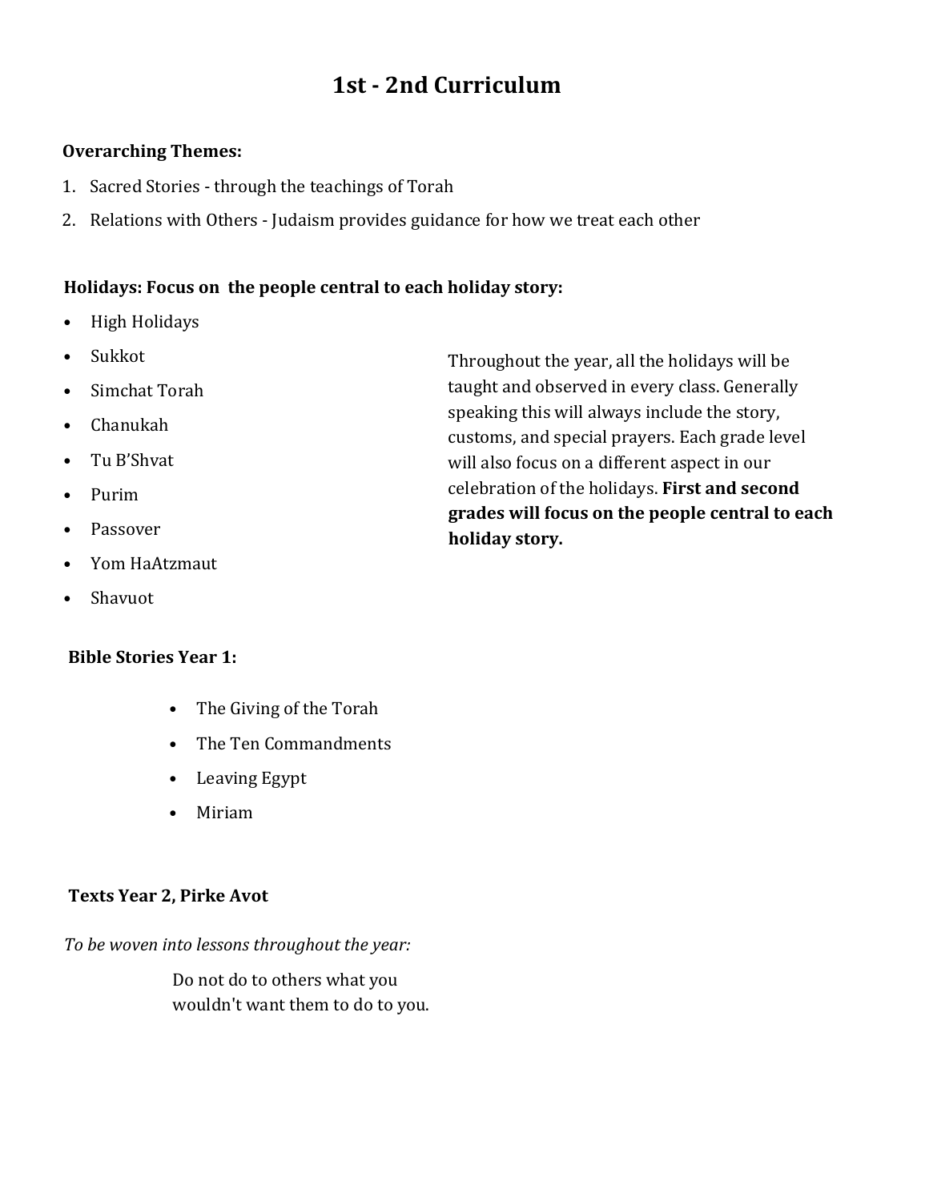# 1st - 2nd Curriculum

**Overarching Themes:**

1. Sacred Stories - through the teachings of Torah
2. Relations with Others - Judaism provides guidance for how we treat each other

**Holidays: Focus on the people central to each holiday story:**

- High Holidays
- Sukkot
- Simchat Torah
- Chanukah
- Tu B'Shvat
- Purim
- Passover
- Yom HaAtzmaut
- Shavuot

Throughout the year, all the holidays will be taught and observed in every class. Generally speaking this will always include the story, customs, and special prayers. Each grade level will also focus on a different aspect in our celebration of the holidays. **First and second grades will focus on the people central to each holiday story.**

**Bible Stories Year 1:**

- The Giving of the Torah
- The Ten Commandments
- Leaving Egypt
- Miriam

**Texts Year 2, Pirke Avot**

*To be woven into lessons throughout the year:*

Do not do to others what you wouldn't want them to do to you.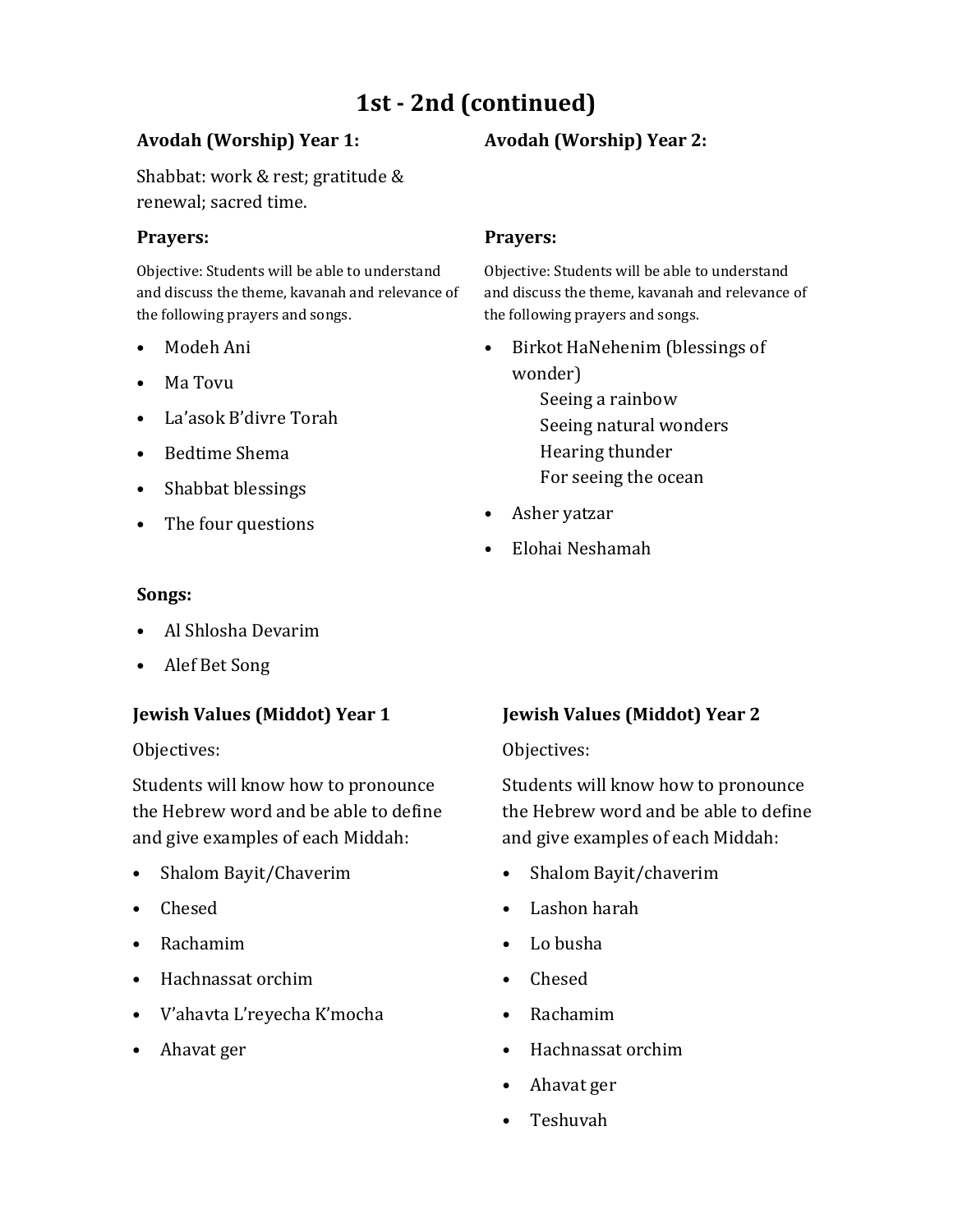# 1st - 2nd (continued)

### Avodah (Worship) Year 1:

Shabbat: work & rest; gratitude & renewal; sacred time.

### Prayers:

Objective: Students will be able to understand and discuss the theme, kavanah and relevance of the following prayers and songs.

- Modeh Ani
- Ma Tovu
- La'asok B'divre Torah
- Bedtime Shema
- Shabbat blessings
- The four questions

### Songs:

- Al Shlosha Devarim
- Alef Bet Song

### Avodah (Worship) Year 2:

### Prayers:

Objective: Students will be able to understand and discuss the theme, kavanah and relevance of the following prayers and songs.

- Birkot HaNehenim (blessings of wonder)
  - Seeing a rainbow
  - Seeing natural wonders
  - Hearing thunder
  - For seeing the ocean
- Asher yatzar
- Elohai Neshamah

### Jewish Values (Middot) Year 1

Objectives:

Students will know how to pronounce the Hebrew word and be able to define and give examples of each Middah:

- Shalom Bayit/Chaverim
- Chesed
- Rachamim
- Hachnassat orchim
- V'ahavta L'reyecha K'mocha
- Ahavat ger

### Jewish Values (Middot) Year 2

Objectives:

Students will know how to pronounce the Hebrew word and be able to define and give examples of each Middah:

- Shalom Bayit/chaverim
- Lashon harah
- Lo busha
- Chesed
- Rachamim
- Hachnassat orchim
- Ahavat ger
- Teshuvah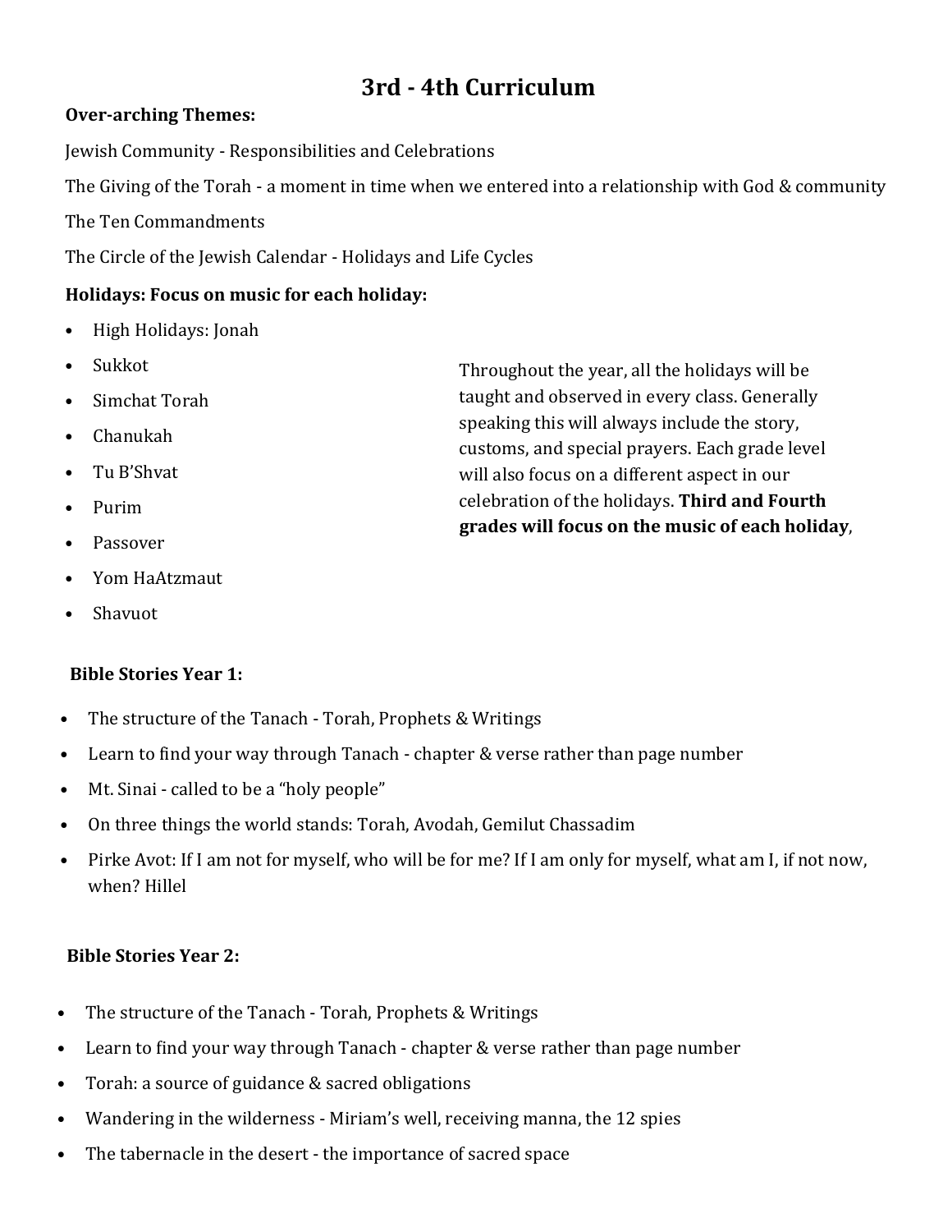# 3rd - 4th Curriculum

**Over-arching Themes:**

Jewish Community - Responsibilities and Celebrations

The Giving of the Torah - a moment in time when we entered into a relationship with God & community

The Ten Commandments

The Circle of the Jewish Calendar - Holidays and Life Cycles

**Holidays: Focus on music for each holiday:**

- High Holidays: Jonah
- Sukkot
- Simchat Torah
- Chanukah
- Tu B'Shvat
- Purim
- Passover
- Yom HaAtzmaut
- Shavuot

Throughout the year, all the holidays will be taught and observed in every class. Generally speaking this will always include the story, customs, and special prayers. Each grade level will also focus on a different aspect in our celebration of the holidays. **Third and Fourth grades will focus on the music of each holiday**,

**Bible Stories Year 1:**

- The structure of the Tanach - Torah, Prophets & Writings
- Learn to find your way through Tanach - chapter & verse rather than page number
- Mt. Sinai - called to be a "holy people"
- On three things the world stands: Torah, Avodah, Gemilut Chassadim
- Pirke Avot: If I am not for myself, who will be for me? If I am only for myself, what am I, if not now, when? Hillel

**Bible Stories Year 2:**

- The structure of the Tanach - Torah, Prophets & Writings
- Learn to find your way through Tanach - chapter & verse rather than page number
- Torah: a source of guidance & sacred obligations
- Wandering in the wilderness - Miriam's well, receiving manna, the 12 spies
- The tabernacle in the desert - the importance of sacred space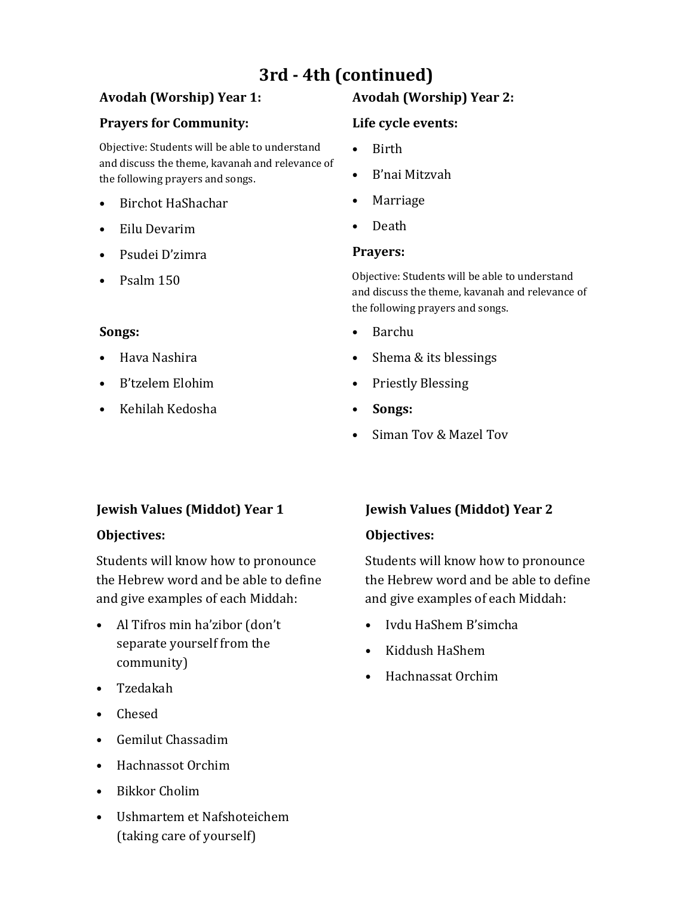# 3rd - 4th (continued)

**Avodah (Worship) Year 1:**

**Prayers for Community:**

Objective: Students will be able to understand and discuss the theme, kavanah and relevance of the following prayers and songs.

- Birchot HaShachar
- Eilu Devarim
- Psudei D'zimra
- Psalm 150

**Songs:**

- Hava Nashira
- B'tzelem Elohim
- Kehilah Kedosha

**Avodah (Worship) Year 2:**

**Life cycle events:**

- Birth
- B'nai Mitzvah
- Marriage
- Death

**Prayers:**

Objective: Students will be able to understand and discuss the theme, kavanah and relevance of the following prayers and songs.

- Barchu
- Shema & its blessings
- Priestly Blessing
- **Songs:**
- Siman Tov & Mazel Tov

**Jewish Values (Middot) Year 1**

**Objectives:**

Students will know how to pronounce the Hebrew word and be able to define and give examples of each Middah:

- Al Tifros min ha'zibor (don't separate yourself from the community)
- Tzedakah
- Chesed
- Gemilut Chassadim
- Hachnassot Orchim
- Bikkor Cholim
- Ushmartem et Nafshoteichem (taking care of yourself)

**Jewish Values (Middot) Year 2**

**Objectives:**

Students will know how to pronounce the Hebrew word and be able to define and give examples of each Middah:

- Ivdu HaShem B'simcha
- Kiddush HaShem
- Hachnassat Orchim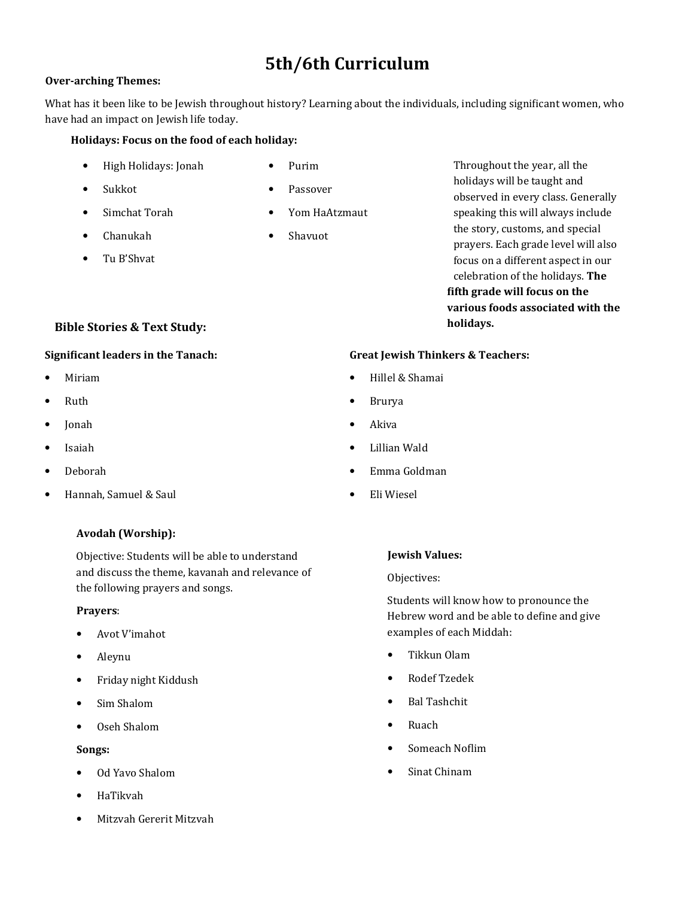# 5th/6th Curriculum

**Over-arching Themes:**

What has it been like to be Jewish throughout history? Learning about the individuals, including significant women, who have had an impact on Jewish life today.

**Holidays: Focus on the food of each holiday:**

- High Holidays: Jonah
- Sukkot
- Simchat Torah
- Chanukah
- Tu B'Shvat
- Purim
- Passover
- Yom HaAtzmaut
- Shavuot

Throughout the year, all the holidays will be taught and observed in every class. Generally speaking this will always include the story, customs, and special prayers. Each grade level will also focus on a different aspect in our celebration of the holidays. **The fifth grade will focus on the various foods associated with the holidays.**

## Bible Stories & Text Study:

**Significant leaders in the Tanach:**

- Miriam
- Ruth
- Jonah
- Isaiah
- Deborah
- Hannah, Samuel & Saul

**Great Jewish Thinkers & Teachers:**

- Hillel & Shamai
- Brurya
- Akiva
- Lillian Wald
- Emma Goldman
- Eli Wiesel

**Avodah (Worship):**

Objective: Students will be able to understand and discuss the theme, kavanah and relevance of the following prayers and songs.

**Prayers**:

- Avot V'imahot
- Aleynu
- Friday night Kiddush
- Sim Shalom
- Oseh Shalom

**Songs:**

- Od Yavo Shalom
- HaTikvah
- Mitzvah Gererit Mitzvah

**Jewish Values:**

Objectives:

Students will know how to pronounce the Hebrew word and be able to define and give examples of each Middah:

- Tikkun Olam
- Rodef Tzedek
- Bal Tashchit
- Ruach
- Someach Noflim
- Sinat Chinam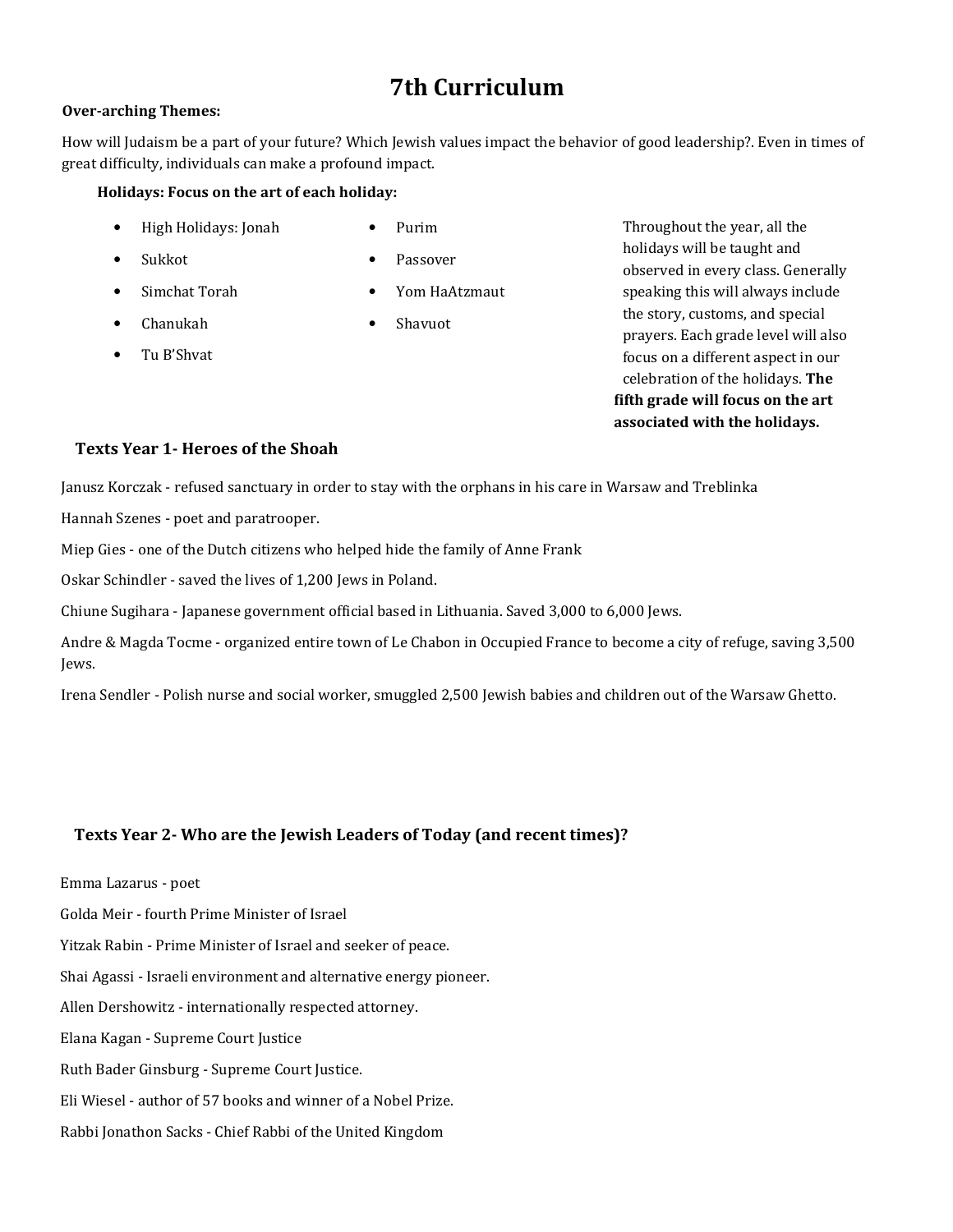# 7th Curriculum

**Over-arching Themes:**

How will Judaism be a part of your future? Which Jewish values impact the behavior of good leadership?. Even in times of great difficulty, individuals can make a profound impact.

**Holidays: Focus on the art of each holiday:**

- High Holidays: Jonah
- Sukkot
- Simchat Torah
- Chanukah
- Tu B'Shvat
- Purim
- Passover
- Yom HaAtzmaut
- Shavuot

Throughout the year, all the holidays will be taught and observed in every class. Generally speaking this will always include the story, customs, and special prayers. Each grade level will also focus on a different aspect in our celebration of the holidays. **The fifth grade will focus on the art associated with the holidays.**

### Texts Year 1- Heroes of the Shoah

Janusz Korczak - refused sanctuary in order to stay with the orphans in his care in Warsaw and Treblinka

Hannah Szenes - poet and paratrooper.

Miep Gies - one of the Dutch citizens who helped hide the family of Anne Frank

Oskar Schindler - saved the lives of 1,200 Jews in Poland.

Chiune Sugihara - Japanese government official based in Lithuania. Saved 3,000 to 6,000 Jews.

Andre & Magda Tocme - organized entire town of Le Chabon in Occupied France to become a city of refuge, saving 3,500 Jews.

Irena Sendler - Polish nurse and social worker, smuggled 2,500 Jewish babies and children out of the Warsaw Ghetto.

### Texts Year 2- Who are the Jewish Leaders of Today (and recent times)?

Emma Lazarus - poet

Golda Meir - fourth Prime Minister of Israel

Yitzak Rabin - Prime Minister of Israel and seeker of peace.

Shai Agassi - Israeli environment and alternative energy pioneer.

Allen Dershowitz - internationally respected attorney.

Elana Kagan - Supreme Court Justice

Ruth Bader Ginsburg - Supreme Court Justice.

Eli Wiesel - author of 57 books and winner of a Nobel Prize.

Rabbi Jonathon Sacks - Chief Rabbi of the United Kingdom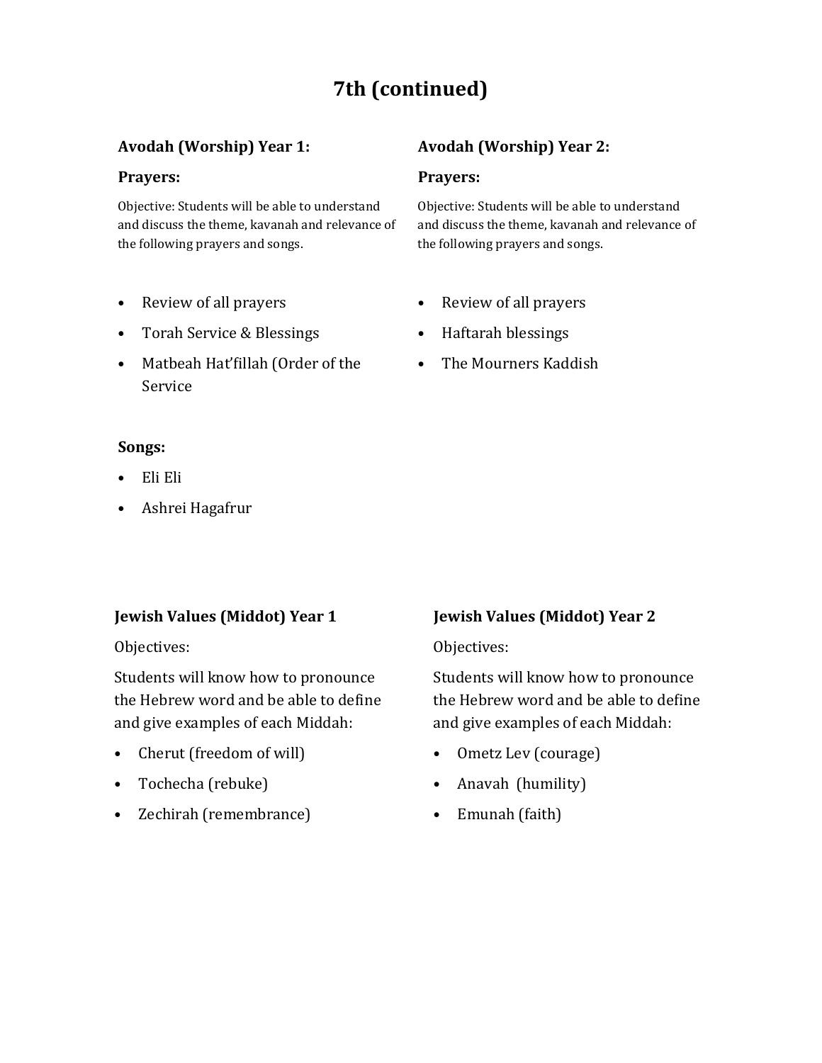# 7th (continued)

### Avodah (Worship) Year 1:

**Prayers:**

Objective: Students will be able to understand and discuss the theme, kavanah and relevance of the following prayers and songs.

- Review of all prayers
- Torah Service & Blessings
- Matbeah Hat'fillah (Order of the Service

**Songs:**

- Eli Eli
- Ashrei Hagafrur

### Avodah (Worship) Year 2:

**Prayers:**

Objective: Students will be able to understand and discuss the theme, kavanah and relevance of the following prayers and songs.

- Review of all prayers
- Haftarah blessings
- The Mourners Kaddish

### Jewish Values (Middot) Year 1

Objectives:

Students will know how to pronounce the Hebrew word and be able to define and give examples of each Middah:

- Cherut (freedom of will)
- Tochecha (rebuke)
- Zechirah (remembrance)

### Jewish Values (Middot) Year 2

Objectives:

Students will know how to pronounce the Hebrew word and be able to define and give examples of each Middah:

- Ometz Lev (courage)
- Anavah (humility)
- Emunah (faith)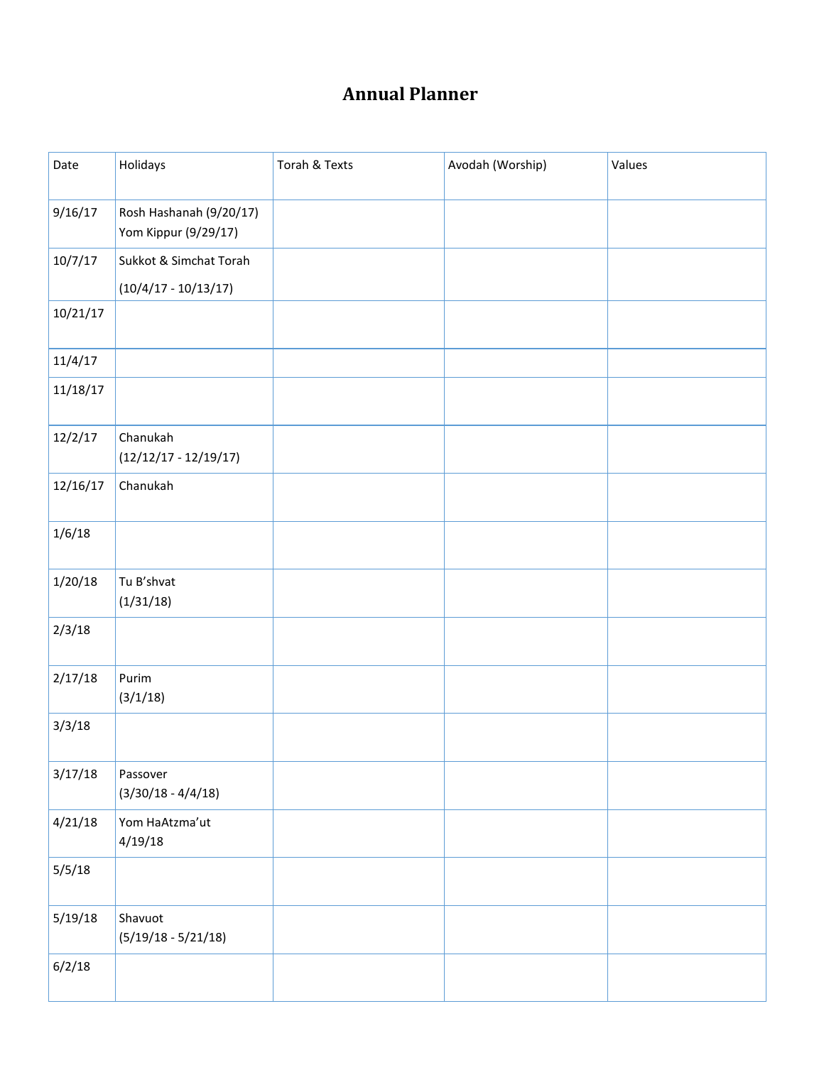# Annual Planner

| Date | Holidays | Torah & Texts | Avodah (Worship) | Values |
|---|---|---|---|---|
| 9/16/17 | Rosh Hashanah (9/20/17) Yom Kippur (9/29/17) | | | |
| 10/7/17 | Sukkot & Simchat Torah (10/4/17 - 10/13/17) | | | |
| 10/21/17 | | | | |
| 11/4/17 | | | | |
| 11/18/17 | | | | |
| 12/2/17 | Chanukah (12/12/17 - 12/19/17) | | | |
| 12/16/17 | Chanukah | | | |
| 1/6/18 | | | | |
| 1/20/18 | Tu B'shvat (1/31/18) | | | |
| 2/3/18 | | | | |
| 2/17/18 | Purim (3/1/18) | | | |
| 3/3/18 | | | | |
| 3/17/18 | Passover (3/30/18 - 4/4/18) | | | |
| 4/21/18 | Yom HaAtzma'ut 4/19/18 | | | |
| 5/5/18 | | | | |
| 5/19/18 | Shavuot (5/19/18 - 5/21/18) | | | |
| 6/2/18 | | | | |